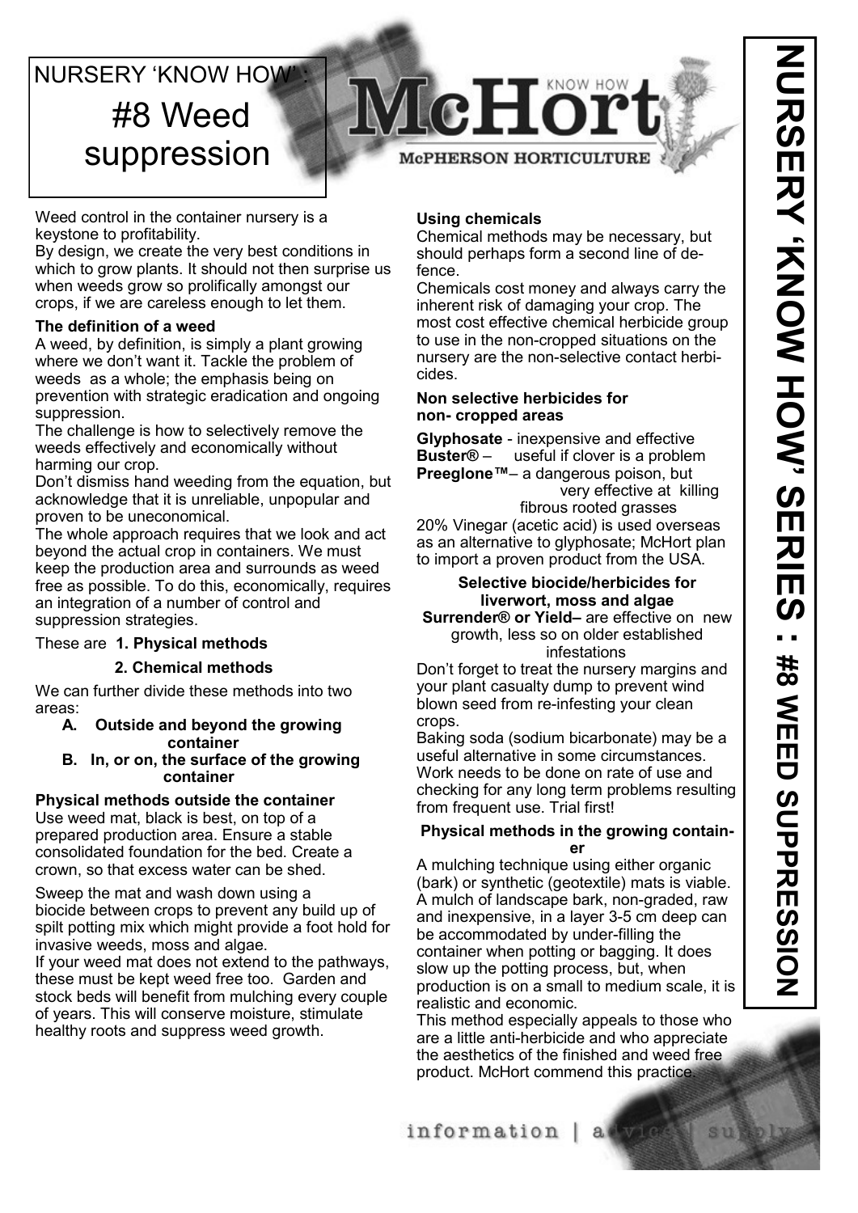# NURSERY 'KNOW HOW': #8 Weed suppression

Weed control in the container nursery is a keystone to profitability.

By design, we create the very best conditions in which to grow plants. It should not then surprise us when weeds grow so prolifically amongst our crops, if we are careless enough to let them.

**The definition of a weed**

A weed, by definition, is simply a plant growing where we don't want it. Tackle the problem of weeds as a whole; the emphasis being on prevention with strategic eradication and ongoing suppression.

The challenge is how to selectively remove the weeds effectively and economically without harming our crop.

Don't dismiss hand weeding from the equation, but acknowledge that it is unreliable, unpopular and proven to be uneconomical.

The whole approach requires that we look and act beyond the actual crop in containers. We must keep the production area and surrounds as weed free as possible. To do this, economically, requires an integration of a number of control and suppression strategies.

These are **1. Physical methods**

**2. Chemical methods**

We can further divide these methods into two areas:

- **A. Outside and beyond the growing container**
- **B. In, or on, the surface of the growing container**

**Physical methods outside the container**

Use weed mat, black is best, on top of a prepared production area. Ensure a stable consolidated foundation for the bed. Create a crown, so that excess water can be shed.

Sweep the mat and wash down using a biocide between crops to prevent any build up of spilt potting mix which might provide a foot hold for invasive weeds, moss and algae.

If your weed mat does not extend to the pathways, these must be kept weed free too. Garden and stock beds will benefit from mulching every couple of years. This will conserve moisture, stimulate healthy roots and suppress weed growth.

**Using chemicals**

Chemical methods may be necessary, but should perhaps form a second line of defence.

Chemicals cost money and always carry the inherent risk of damaging your crop. The most cost effective chemical herbicide group to use in the non-cropped situations on the nursery are the non-selective contact herbicides.

**Non selective herbicides for non- cropped areas**

**Glyphosate** - inexpensive and effective
**Buster®** – useful if clover is a problem
**Preeglone™**– a dangerous poison, but very effective at killing fibrous rooted grasses

20% Vinegar (acetic acid) is used overseas as an alternative to glyphosate; McHort plan to import a proven product from the USA.

**Selective biocide/herbicides for liverwort, moss and algae**

**Surrender® or Yield**– are effective on new growth, less so on older established infestations

Don't forget to treat the nursery margins and your plant casualty dump to prevent wind blown seed from re-infesting your clean crops.

Baking soda (sodium bicarbonate) may be a useful alternative in some circumstances. Work needs to be done on rate of use and checking for any long term problems resulting from frequent use. Trial first!

**Physical methods in the growing container**

A mulching technique using either organic (bark) or synthetic (geotextile) mats is viable. A mulch of landscape bark, non-graded, raw and inexpensive, in a layer 3-5 cm deep can be accommodated by under-filling the container when potting or bagging. It does slow up the potting process, but, when production is on a small to medium scale, it is realistic and economic.

This method especially appeals to those who are a little anti-herbicide and who appreciate the aesthetics of the finished and weed free product. McHort commend this practice.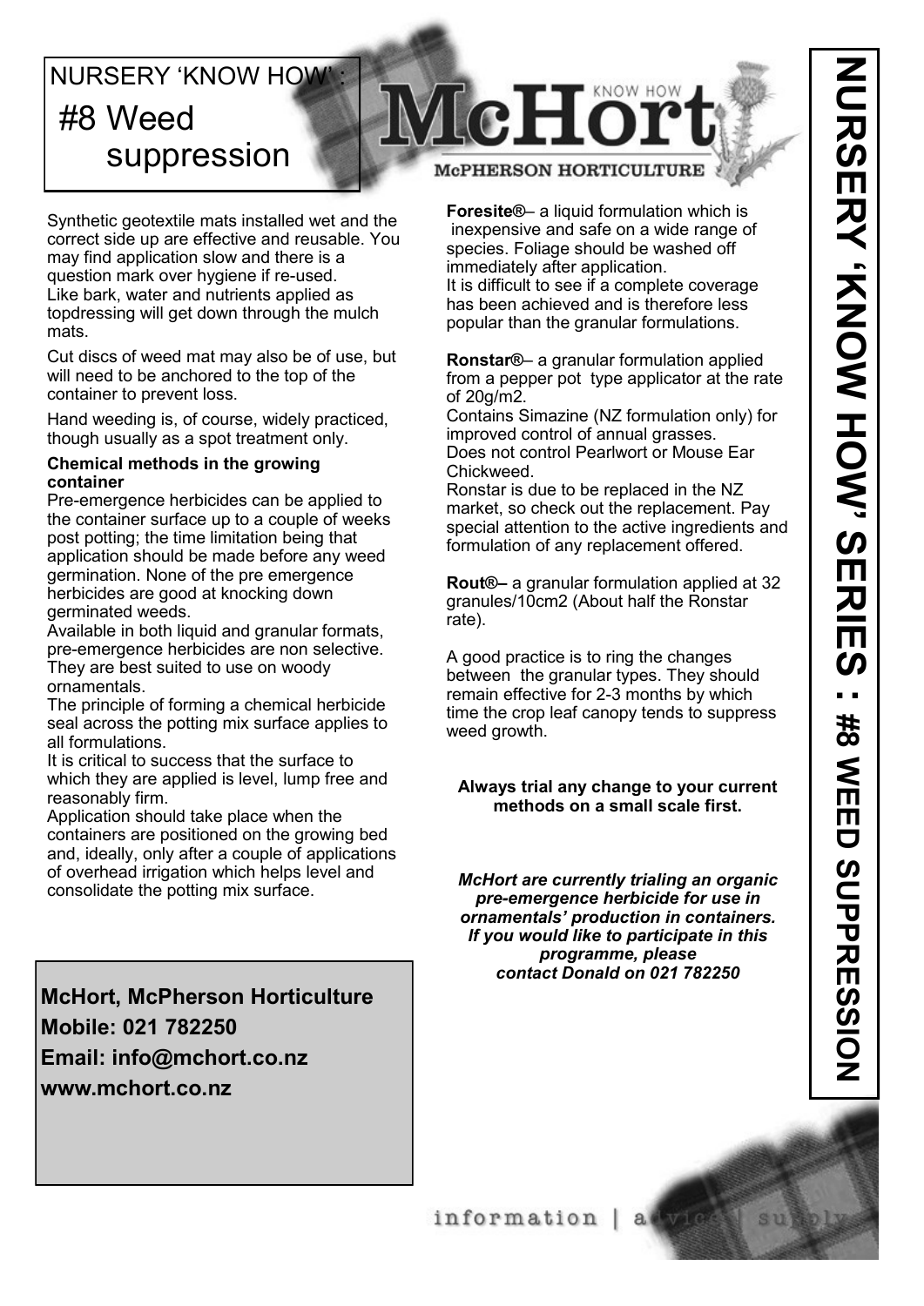NURSERY 'KNOW HOW' :

# #8 Weed suppression

McHort KNOW HOW

McPHERSON HORTICULTURE

Synthetic geotextile mats installed wet and the correct side up are effective and reusable. You may find application slow and there is a question mark over hygiene if re-used. Like bark, water and nutrients applied as topdressing will get down through the mulch mats.

Cut discs of weed mat may also be of use, but will need to be anchored to the top of the container to prevent loss.

Hand weeding is, of course, widely practiced, though usually as a spot treatment only.

**Chemical methods in the growing container**

Pre-emergence herbicides can be applied to the container surface up to a couple of weeks post potting; the time limitation being that application should be made before any weed germination. None of the pre emergence herbicides are good at knocking down germinated weeds.

Available in both liquid and granular formats, pre-emergence herbicides are non selective. They are best suited to use on woody ornamentals.

The principle of forming a chemical herbicide seal across the potting mix surface applies to all formulations.

It is critical to success that the surface to which they are applied is level, lump free and reasonably firm.

Application should take place when the containers are positioned on the growing bed and, ideally, only after a couple of applications of overhead irrigation which helps level and consolidate the potting mix surface.

**Foresite®**– a liquid formulation which is inexpensive and safe on a wide range of species. Foliage should be washed off immediately after application.

It is difficult to see if a complete coverage has been achieved and is therefore less popular than the granular formulations.

**Ronstar®**– a granular formulation applied from a pepper pot type applicator at the rate of 20g/m2.

Contains Simazine (NZ formulation only) for improved control of annual grasses.

Does not control Pearlwort or Mouse Ear Chickweed.

Ronstar is due to be replaced in the NZ market, so check out the replacement. Pay special attention to the active ingredients and formulation of any replacement offered.

**Rout®–** a granular formulation applied at 32 granules/10cm2 (About half the Ronstar rate).

A good practice is to ring the changes between the granular types. They should remain effective for 2-3 months by which time the crop leaf canopy tends to suppress weed growth.

**Always trial any change to your current methods on a small scale first.**

***McHort are currently trialing an organic pre-emergence herbicide for use in ornamentals' production in containers. If you would like to participate in this programme, please contact Donald on 021 782250***

**McHort, McPherson Horticulture**
**Mobile: 021 782250**
**Email: info@mchort.co.nz**
**www.mchort.co.nz**

NURSERY 'KNOW HOW' SERIES : #8 WEED SUPPRESSION

information | advice | supply